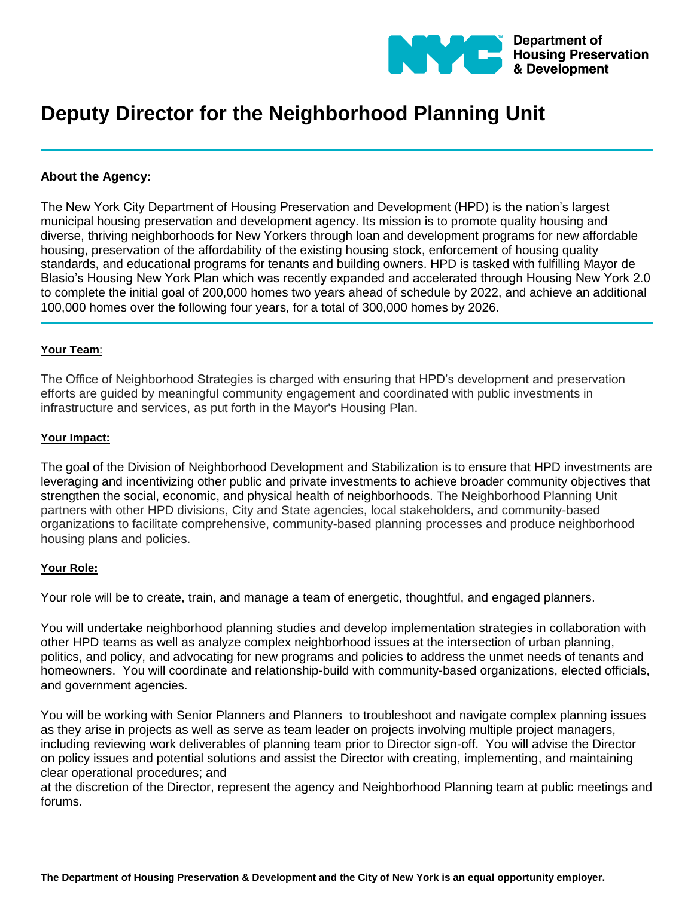Department of Housing Preservation & Development

# Deputy Director for the Neighborhood Planning Unit

**About the Agency:**

The New York City Department of Housing Preservation and Development (HPD) is the nation's largest municipal housing preservation and development agency. Its mission is to promote quality housing and diverse, thriving neighborhoods for New Yorkers through loan and development programs for new affordable housing, preservation of the affordability of the existing housing stock, enforcement of housing quality standards, and educational programs for tenants and building owners. HPD is tasked with fulfilling Mayor de Blasio's Housing New York Plan which was recently expanded and accelerated through Housing New York 2.0 to complete the initial goal of 200,000 homes two years ahead of schedule by 2022, and achieve an additional 100,000 homes over the following four years, for a total of 300,000 homes by 2026.

**Your Team**:

The Office of Neighborhood Strategies is charged with ensuring that HPD's development and preservation efforts are guided by meaningful community engagement and coordinated with public investments in infrastructure and services, as put forth in the Mayor's Housing Plan.

**Your Impact:**

The goal of the Division of Neighborhood Development and Stabilization is to ensure that HPD investments are leveraging and incentivizing other public and private investments to achieve broader community objectives that strengthen the social, economic, and physical health of neighborhoods. The Neighborhood Planning Unit partners with other HPD divisions, City and State agencies, local stakeholders, and community-based organizations to facilitate comprehensive, community-based planning processes and produce neighborhood housing plans and policies.

**Your Role:**

Your role will be to create, train, and manage a team of energetic, thoughtful, and engaged planners.

You will undertake neighborhood planning studies and develop implementation strategies in collaboration with other HPD teams as well as analyze complex neighborhood issues at the intersection of urban planning, politics, and policy, and advocating for new programs and policies to address the unmet needs of tenants and homeowners. You will coordinate and relationship-build with community-based organizations, elected officials, and government agencies.

You will be working with Senior Planners and Planners to troubleshoot and navigate complex planning issues as they arise in projects as well as serve as team leader on projects involving multiple project managers, including reviewing work deliverables of planning team prior to Director sign-off. You will advise the Director on policy issues and potential solutions and assist the Director with creating, implementing, and maintaining clear operational procedures; and
at the discretion of the Director, represent the agency and Neighborhood Planning team at public meetings and forums.

**The Department of Housing Preservation & Development and the City of New York is an equal opportunity employer.**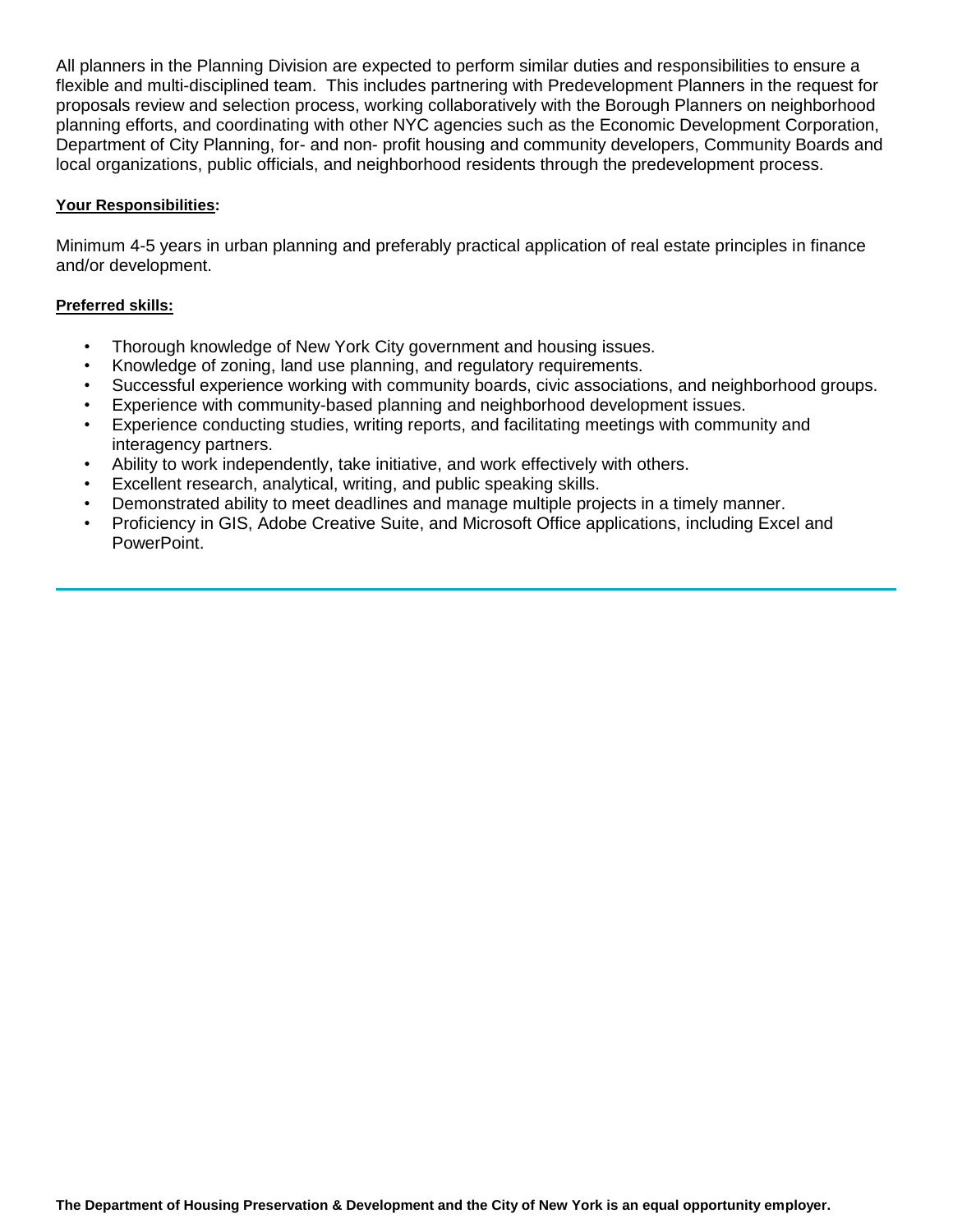All planners in the Planning Division are expected to perform similar duties and responsibilities to ensure a flexible and multi-disciplined team. This includes partnering with Predevelopment Planners in the request for proposals review and selection process, working collaboratively with the Borough Planners on neighborhood planning efforts, and coordinating with other NYC agencies such as the Economic Development Corporation, Department of City Planning, for- and non- profit housing and community developers, Community Boards and local organizations, public officials, and neighborhood residents through the predevelopment process.

**Your Responsibilities:**

Minimum 4-5 years in urban planning and preferably practical application of real estate principles in finance and/or development.

**Preferred skills:**

- Thorough knowledge of New York City government and housing issues.
- Knowledge of zoning, land use planning, and regulatory requirements.
- Successful experience working with community boards, civic associations, and neighborhood groups.
- Experience with community-based planning and neighborhood development issues.
- Experience conducting studies, writing reports, and facilitating meetings with community and interagency partners.
- Ability to work independently, take initiative, and work effectively with others.
- Excellent research, analytical, writing, and public speaking skills.
- Demonstrated ability to meet deadlines and manage multiple projects in a timely manner.
- Proficiency in GIS, Adobe Creative Suite, and Microsoft Office applications, including Excel and PowerPoint.

---

**The Department of Housing Preservation & Development and the City of New York is an equal opportunity employer.**